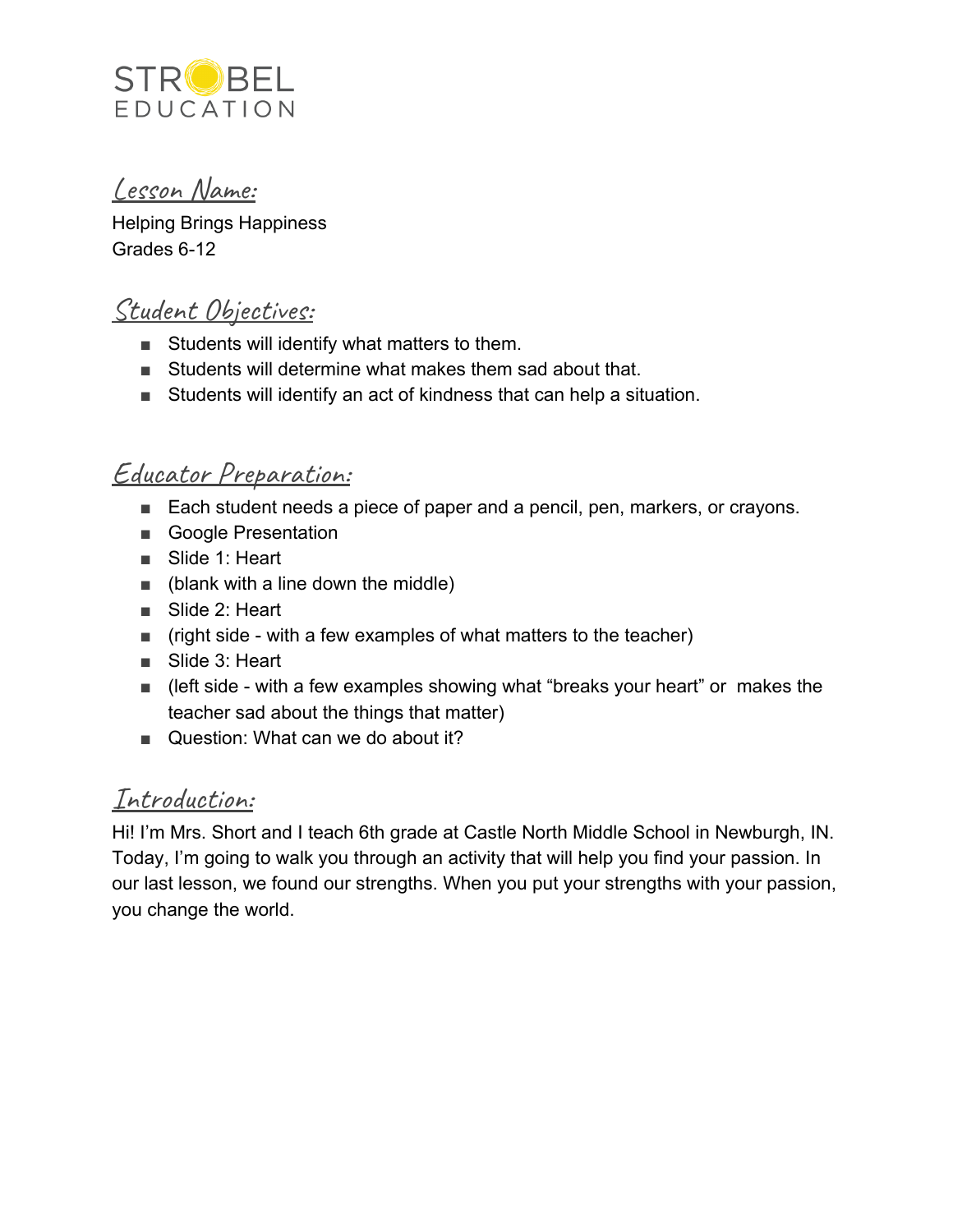STROBEL EDUCATION

## Lesson Name:

Helping Brings Happiness
Grades 6-12

## Student Objectives:

- Students will identify what matters to them.
- Students will determine what makes them sad about that.
- Students will identify an act of kindness that can help a situation.

## Educator Preparation:

- Each student needs a piece of paper and a pencil, pen, markers, or crayons.
- Google Presentation
- Slide 1: Heart
- (blank with a line down the middle)
- Slide 2: Heart
- (right side - with a few examples of what matters to the teacher)
- Slide 3: Heart
- (left side - with a few examples showing what "breaks your heart" or makes the teacher sad about the things that matter)
- Question: What can we do about it?

## Introduction:

Hi! I'm Mrs. Short and I teach 6th grade at Castle North Middle School in Newburgh, IN. Today, I'm going to walk you through an activity that will help you find your passion. In our last lesson, we found our strengths. When you put your strengths with your passion, you change the world.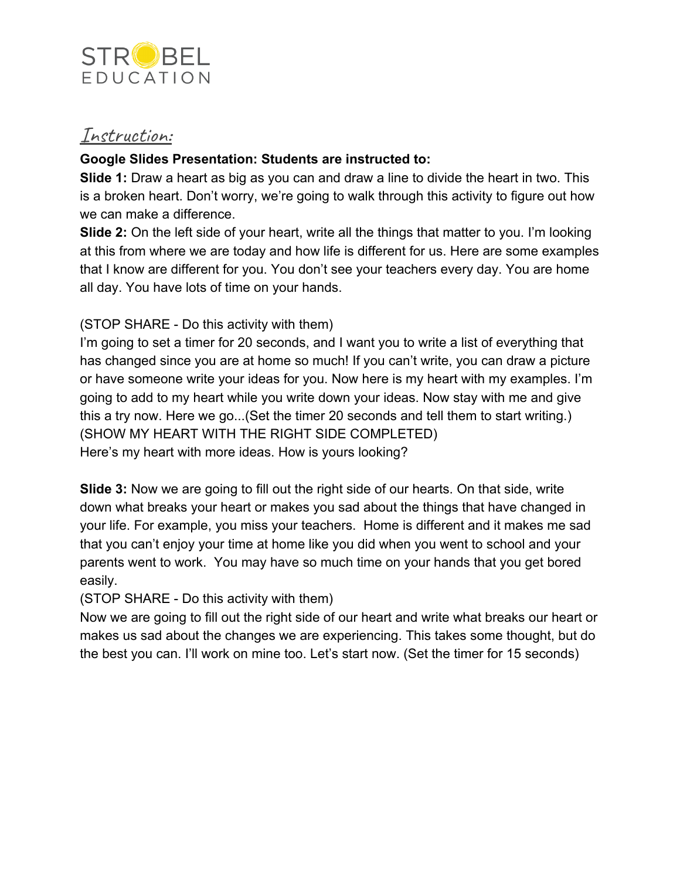## *Instruction:*

**Google Slides Presentation: Students are instructed to:**

**Slide 1:** Draw a heart as big as you can and draw a line to divide the heart in two. This is a broken heart. Don't worry, we're going to walk through this activity to figure out how we can make a difference.

**Slide 2:** On the left side of your heart, write all the things that matter to you. I'm looking at this from where we are today and how life is different for us. Here are some examples that I know are different for you. You don't see your teachers every day. You are home all day. You have lots of time on your hands.

(STOP SHARE - Do this activity with them)

I'm going to set a timer for 20 seconds, and I want you to write a list of everything that has changed since you are at home so much! If you can't write, you can draw a picture or have someone write your ideas for you. Now here is my heart with my examples. I'm going to add to my heart while you write down your ideas. Now stay with me and give this a try now. Here we go...(Set the timer 20 seconds and tell them to start writing.)

(SHOW MY HEART WITH THE RIGHT SIDE COMPLETED)

Here's my heart with more ideas. How is yours looking?

**Slide 3:** Now we are going to fill out the right side of our hearts. On that side, write down what breaks your heart or makes you sad about the things that have changed in your life. For example, you miss your teachers. Home is different and it makes me sad that you can't enjoy your time at home like you did when you went to school and your parents went to work. You may have so much time on your hands that you get bored easily.

(STOP SHARE - Do this activity with them)

Now we are going to fill out the right side of our heart and write what breaks our heart or makes us sad about the changes we are experiencing. This takes some thought, but do the best you can. I'll work on mine too. Let's start now. (Set the timer for 15 seconds)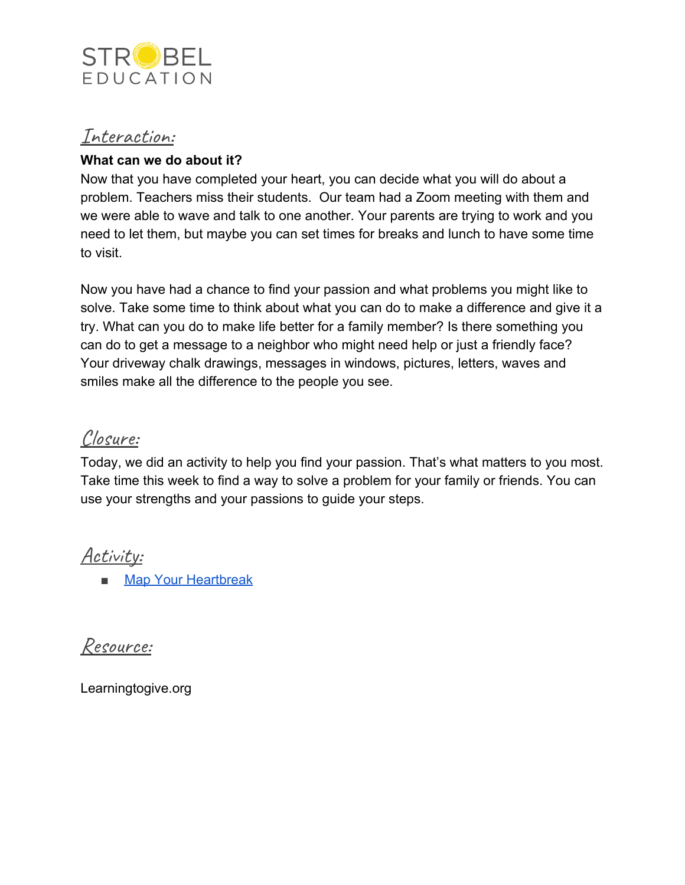STROBEL EDUCATION

## Interaction:

**What can we do about it?**

Now that you have completed your heart, you can decide what you will do about a problem. Teachers miss their students. Our team had a Zoom meeting with them and we were able to wave and talk to one another. Your parents are trying to work and you need to let them, but maybe you can set times for breaks and lunch to have some time to visit.

Now you have had a chance to find your passion and what problems you might like to solve. Take some time to think about what you can do to make a difference and give it a try. What can you do to make life better for a family member? Is there something you can do to get a message to a neighbor who might need help or just a friendly face? Your driveway chalk drawings, messages in windows, pictures, letters, waves and smiles make all the difference to the people you see.

## Closure:

Today, we did an activity to help you find your passion. That's what matters to you most. Take time this week to find a way to solve a problem for your family or friends. You can use your strengths and your passions to guide your steps.

## Activity:

- Map Your Heartbreak

## Resource:

Learningtogive.org